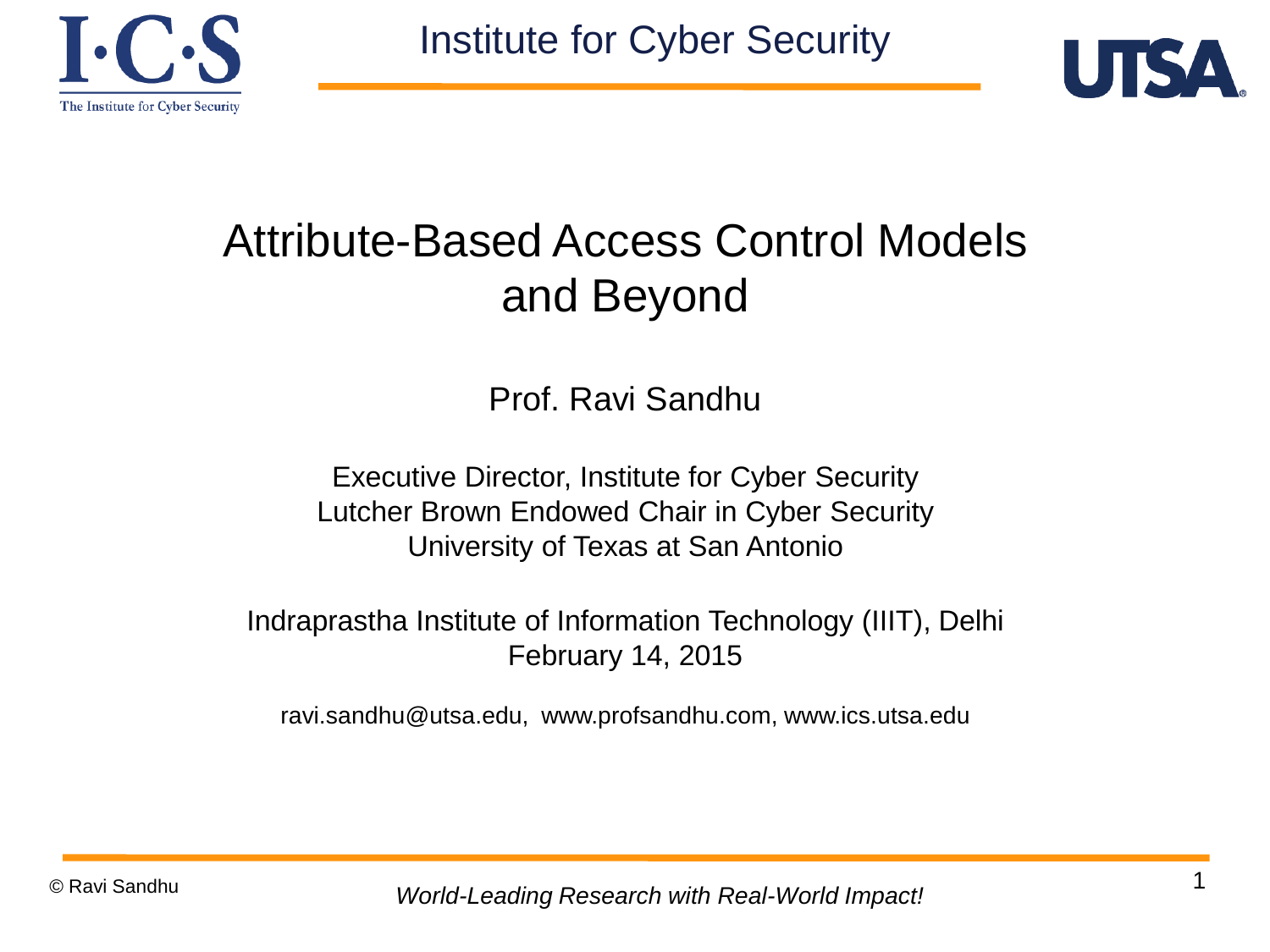# Attribute-Based Access Control Models and Beyond

Prof. Ravi Sandhu

Executive Director, Institute for Cyber Security
Lutcher Brown Endowed Chair in Cyber Security
University of Texas at San Antonio

Indraprastha Institute of Information Technology (IIIT), Delhi
February 14, 2015

ravi.sandhu@utsa.edu, www.profsandhu.com, www.ics.utsa.edu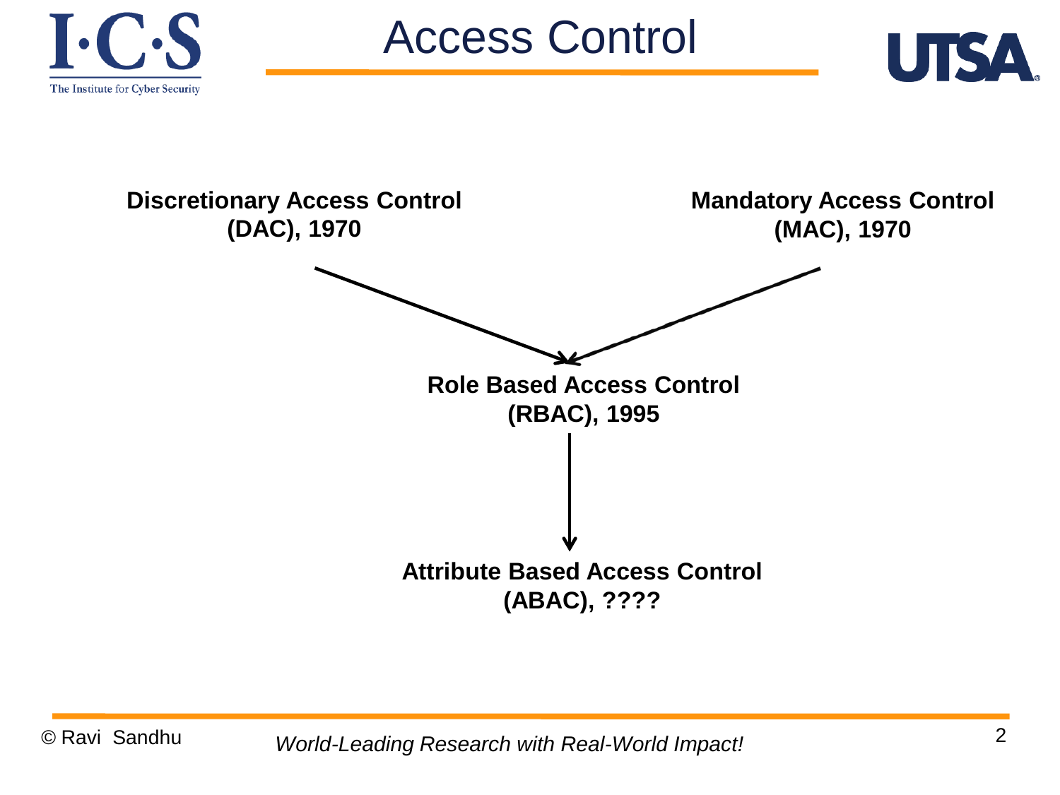# Access Control

**Discretionary Access Control (DAC), 1970**

**Mandatory Access Control (MAC), 1970**

**Role Based Access Control (RBAC), 1995**

**Attribute Based Access Control (ABAC), ????**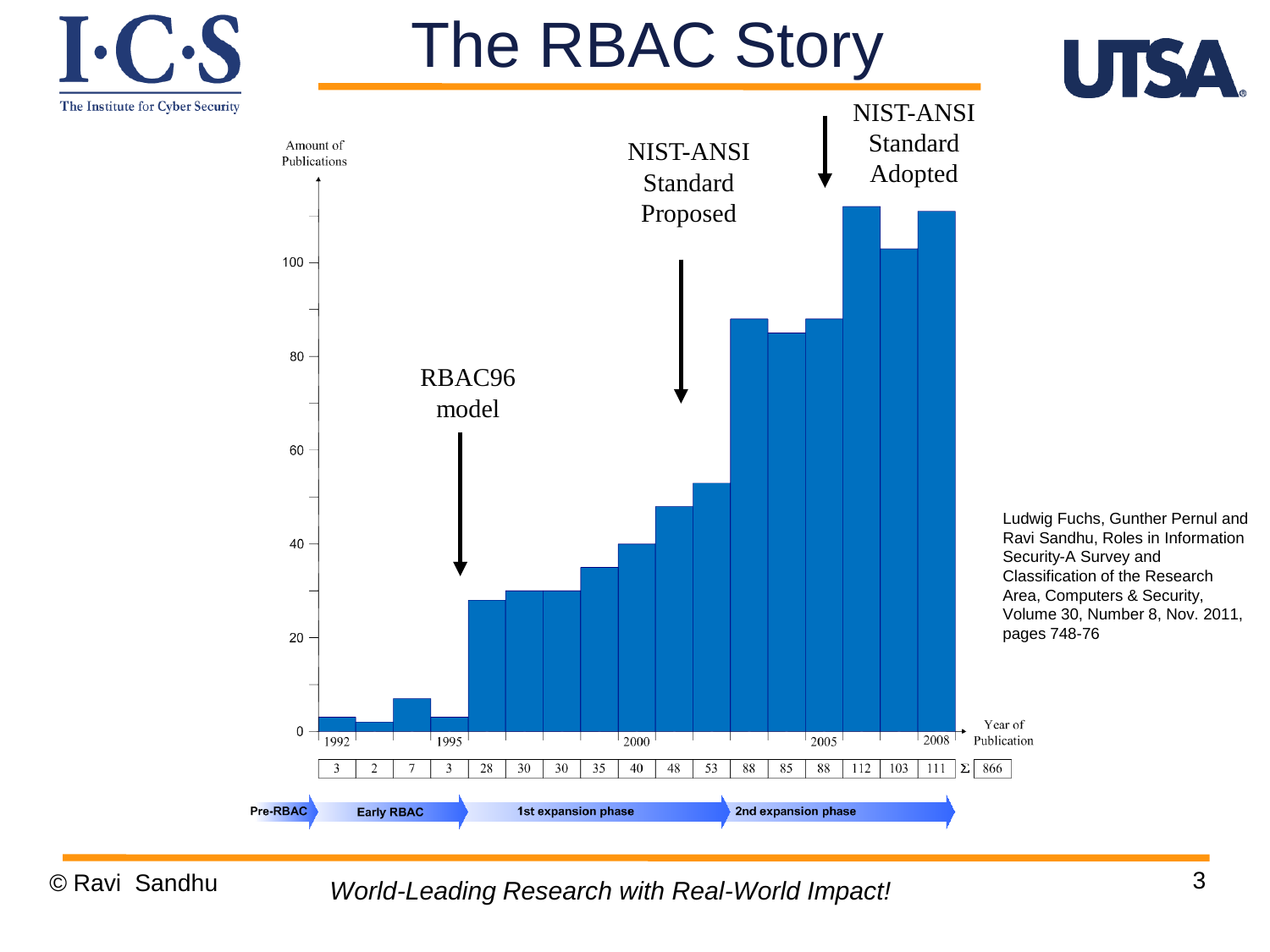# The RBAC Story

Amount of Publications

NIST-ANSI Standard Adopted

NIST-ANSI Standard Proposed

RBAC96 model

| Year | 1992 | | | 1995 | | | | | 2000 | | | | | 2005 | | | 2008 | Σ |
|---|---|---|---|---|---|---|---|---|---|---|---|---|---|---|---|---|---|---|
| Publications | 3 | 2 | 7 | 3 | 28 | 30 | 30 | 35 | 40 | 48 | 53 | 88 | 85 | 88 | 112 | 103 | 111 | 866 |

Year of Publication

Pre-RBAC → Early RBAC → 1st expansion phase → 2nd expansion phase

Ludwig Fuchs, Gunther Pernul and Ravi Sandhu, Roles in Information Security-A Survey and Classification of the Research Area, Computers & Security, Volume 30, Number 8, Nov. 2011, pages 748-76

© Ravi Sandhu

*World-Leading Research with Real-World Impact!*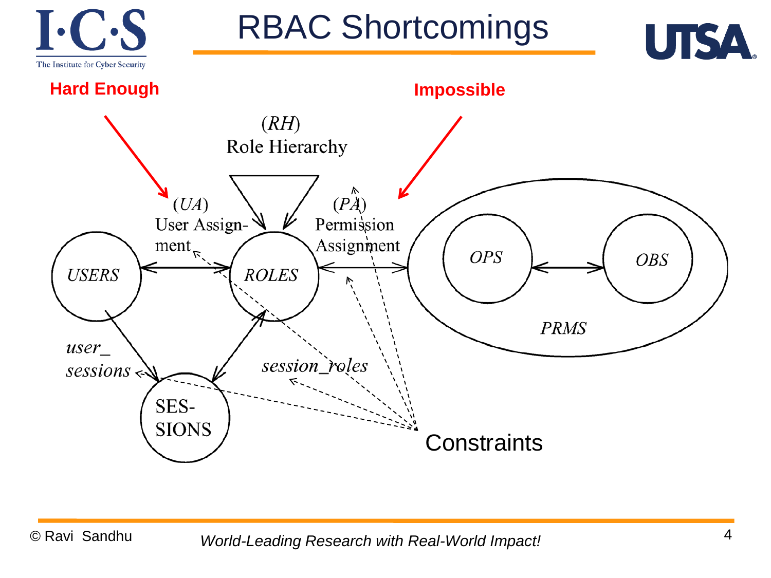# RBAC Shortcomings

**Hard Enough** → (UA) User Assignment

**Impossible** → (PA) Permission Assignment

(RH) Role Hierarchy

(UA) User Assignment

(PA) Permission Assignment

USERS

ROLES

OPS

OBS

PRMS

user_sessions

session_roles

SESSIONS

Constraints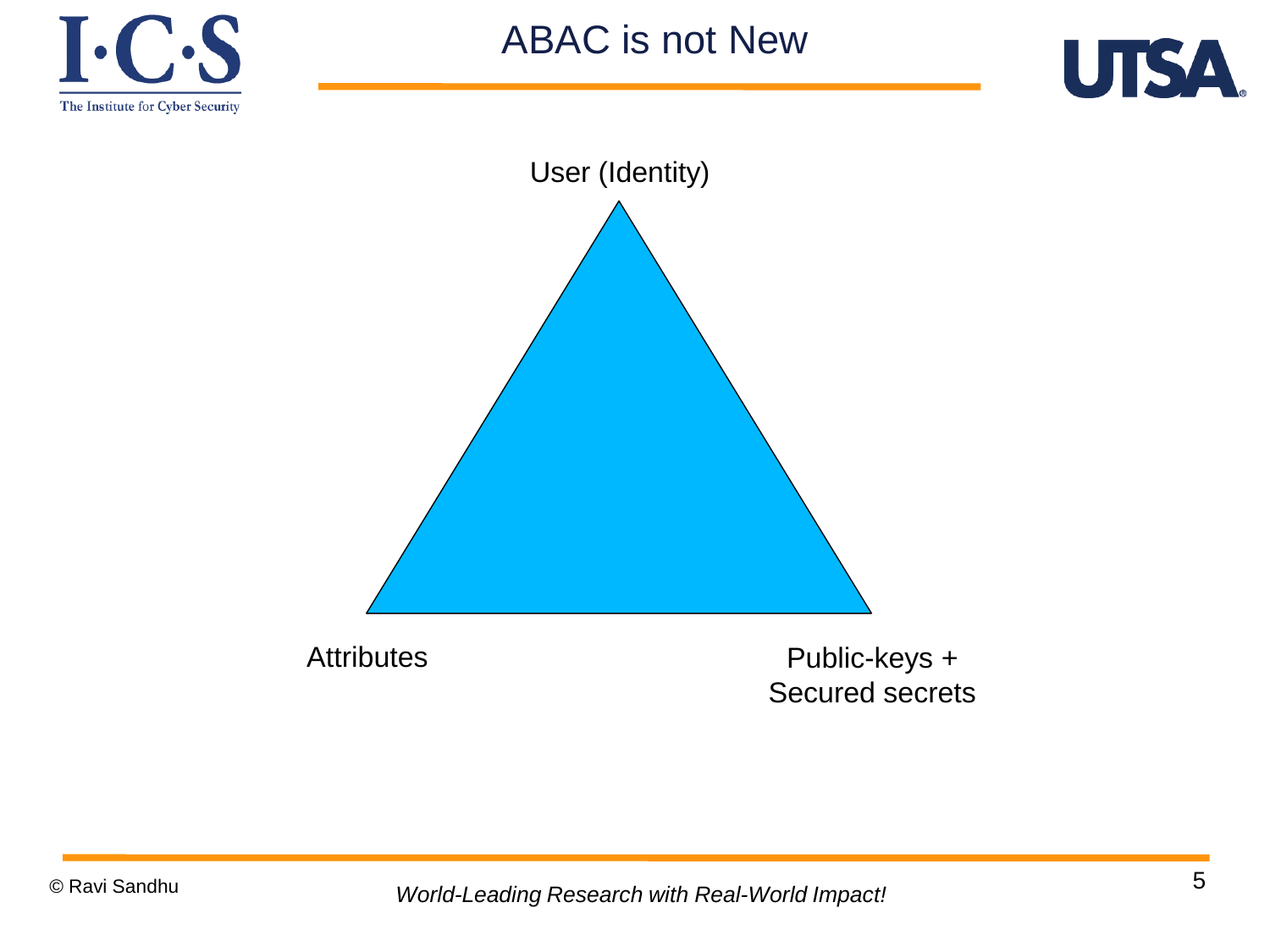# ABAC is not New

User (Identity)

Attributes

Public-keys +
Secured secrets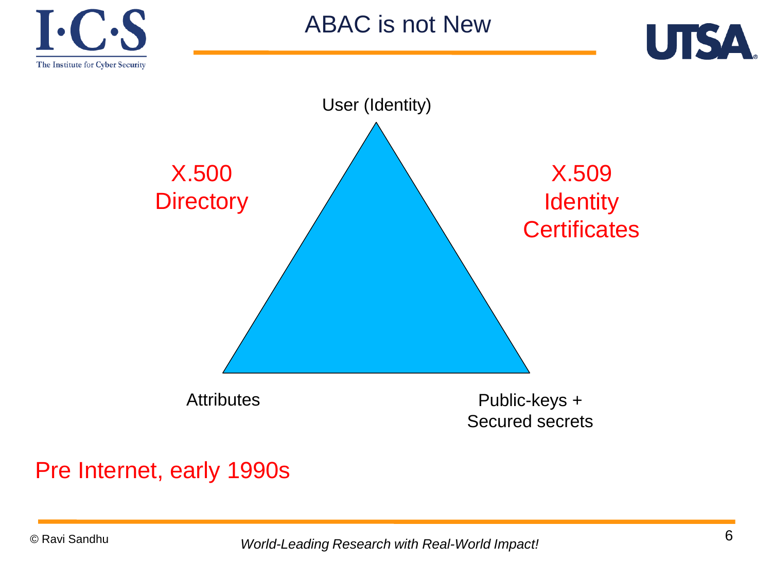# ABAC is not New

User (Identity)

X.500 Directory

X.509 Identity Certificates

Attributes

Public-keys + Secured secrets

Pre Internet, early 1990s

*World-Leading Research with Real-World Impact!*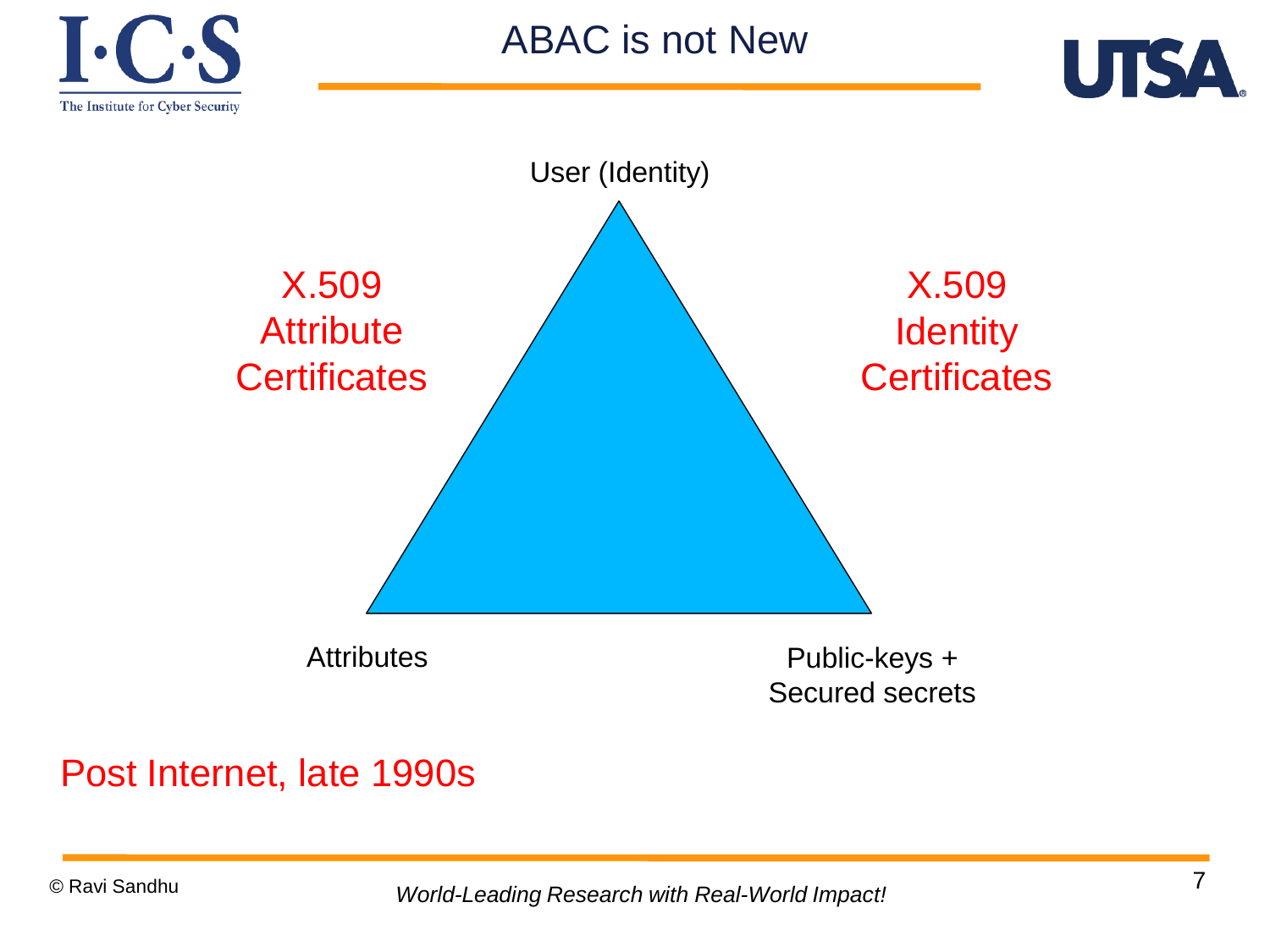# ABAC is not New

User (Identity)

X.509 Attribute Certificates

X.509 Identity Certificates

Attributes

Public-keys + Secured secrets

Post Internet, late 1990s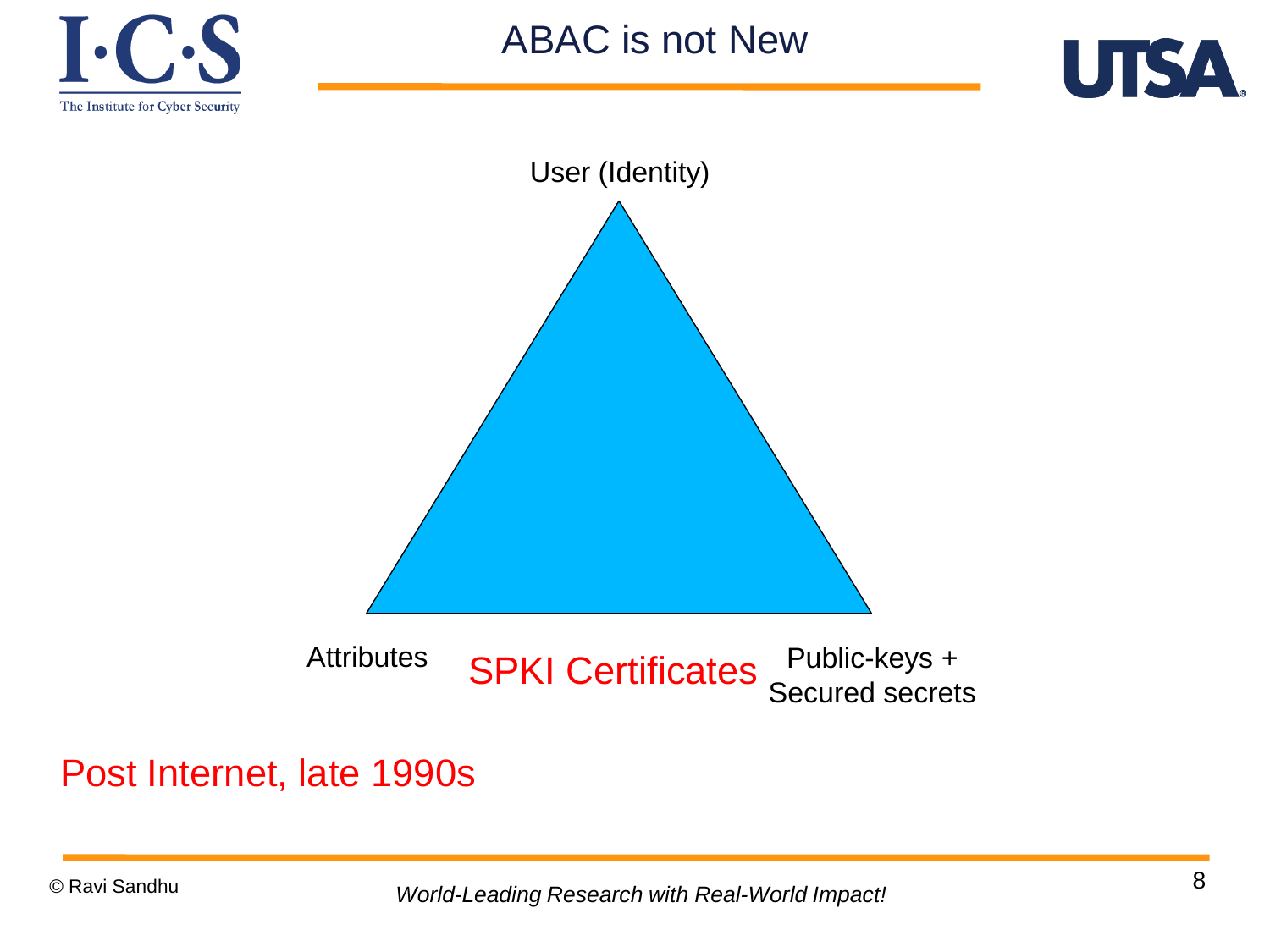# ABAC is not New

User (Identity)

Attributes

SPKI Certificates

Public-keys +
Secured secrets

Post Internet, late 1990s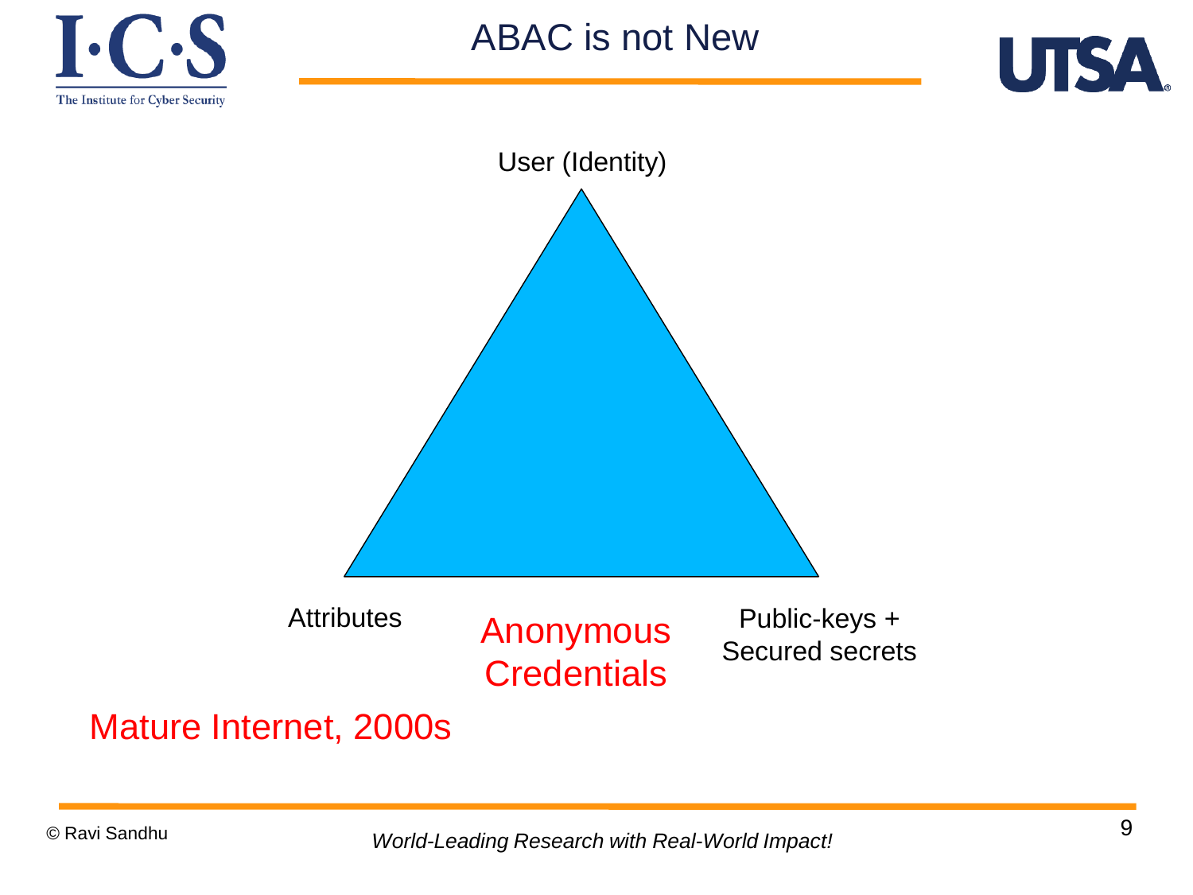# ABAC is not New

User (Identity)

Attributes

Anonymous Credentials

Public-keys + Secured secrets

Mature Internet, 2000s

© Ravi Sandhu

*World-Leading Research with Real-World Impact!*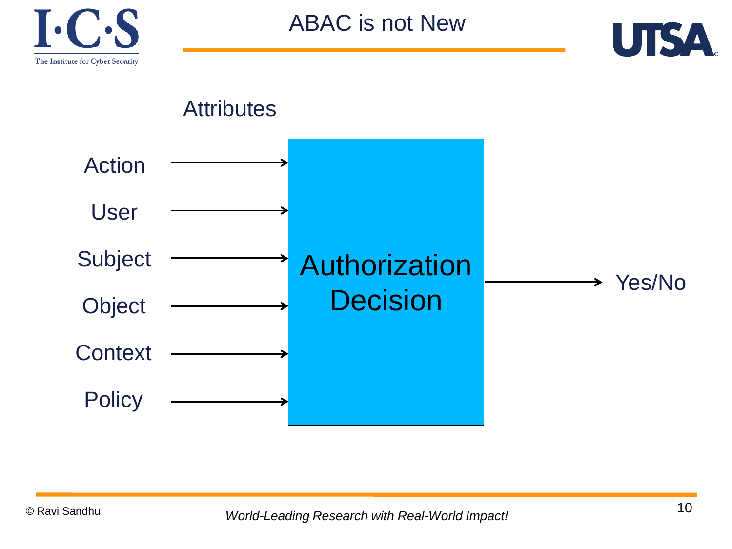# ABAC is not New

Attributes

- Action
- User
- Subject
- Object
- Context
- Policy

→ **Authorization Decision** → Yes/No

*World-Leading Research with Real-World Impact!*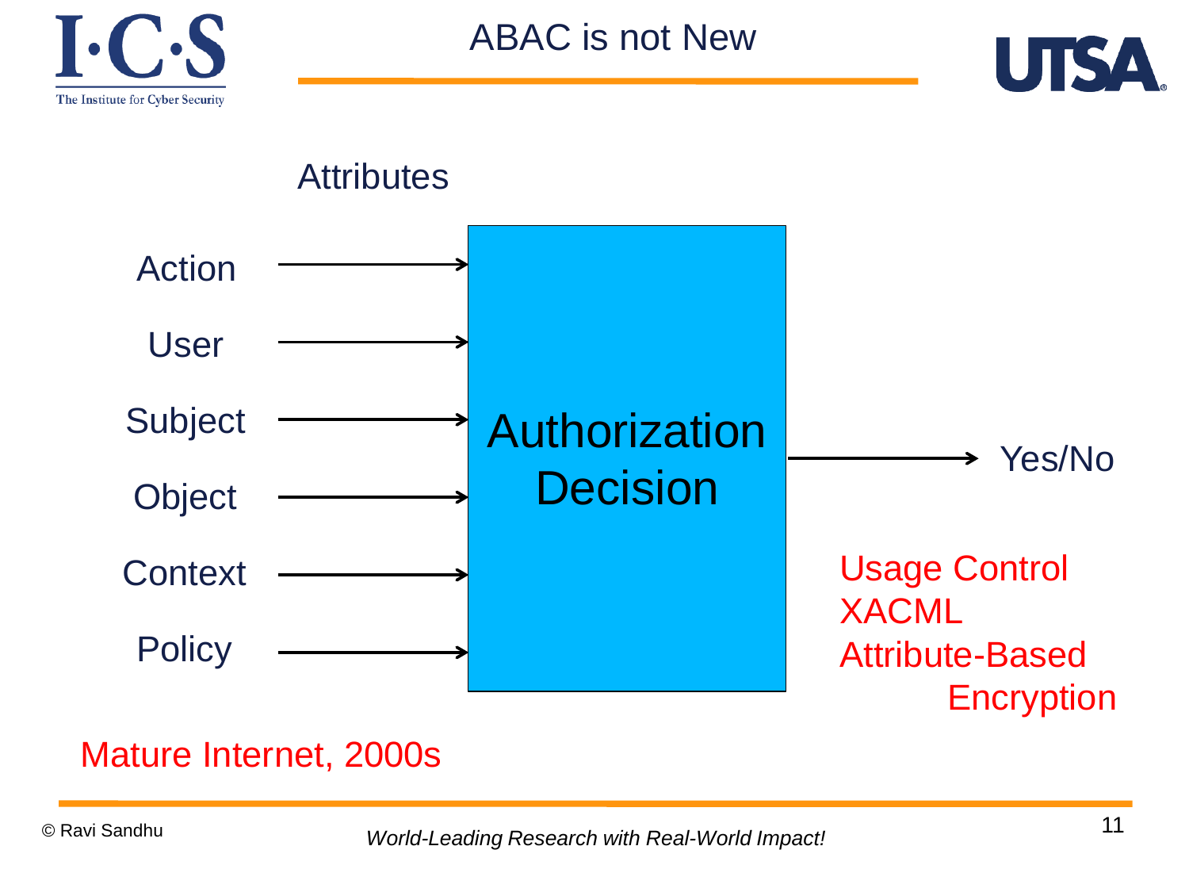# ABAC is not New

Attributes

Action

User

Subject

Object

Context

Policy

Authorization Decision

Yes/No

Usage Control
XACML
Attribute-Based Encryption

Mature Internet, 2000s

© Ravi Sandhu

*World-Leading Research with Real-World Impact!*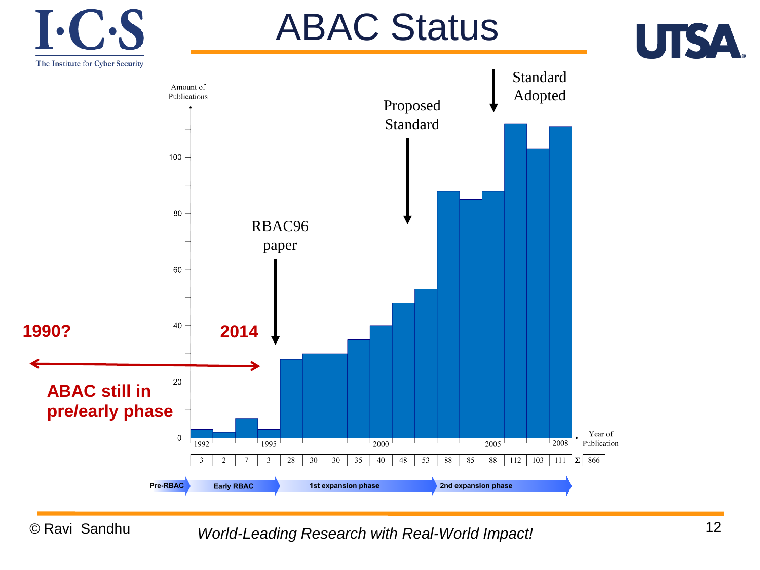# ABAC Status

Amount of Publications

Year of Publication

| 1992 | | | 1995 | | | | | 2000 | | | | | 2005 | | | 2008 | |
|---|---|---|---|---|---|---|---|---|---|---|---|---|---|---|---|---|---|
| 3 | 2 | 7 | 3 | 28 | 30 | 30 | 35 | 40 | 48 | 53 | 88 | 85 | 88 | 112 | 103 | 111 | Σ 866 |

Pre-RBAC → Early RBAC → 1st expansion phase → 2nd expansion phase

RBAC96 paper

Proposed Standard

Standard Adopted

**1990?** ↔ **2014**

**ABAC still in pre/early phase**

© Ravi Sandhu

*World-Leading Research with Real-World Impact!*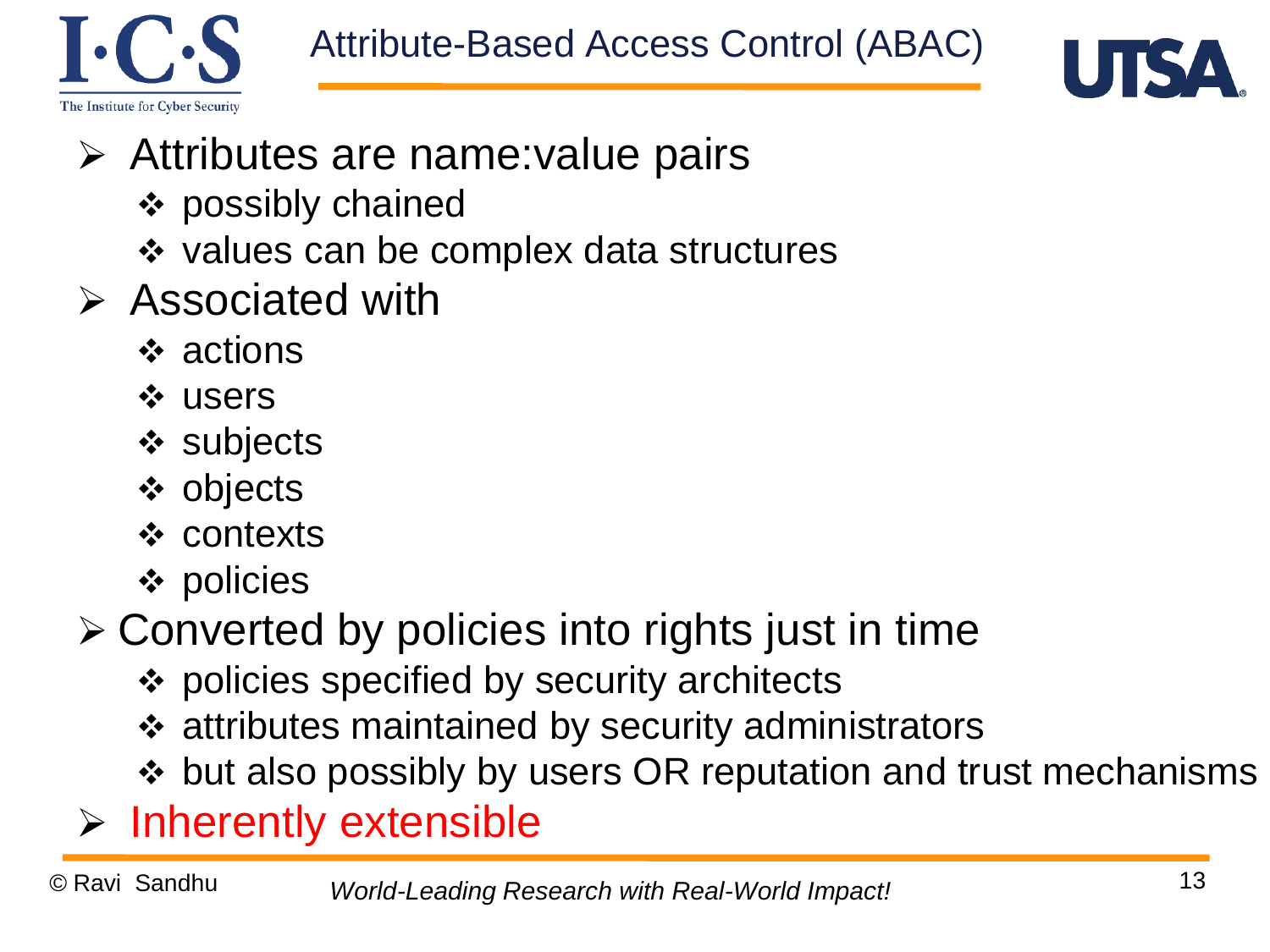# Attribute-Based Access Control (ABAC)

- Attributes are name:value pairs
  - possibly chained
  - values can be complex data structures
- Associated with
  - actions
  - users
  - subjects
  - objects
  - contexts
  - policies
- Converted by policies into rights just in time
  - policies specified by security architects
  - attributes maintained by security administrators
  - but also possibly by users OR reputation and trust mechanisms
- Inherently extensible

© Ravi Sandhu

*World-Leading Research with Real-World Impact!*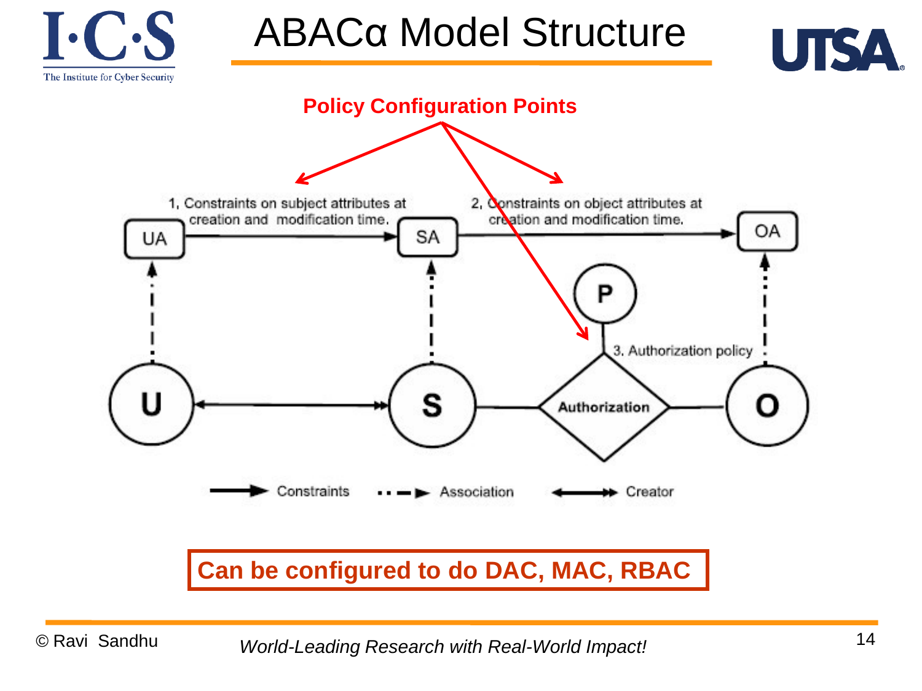# ABACα Model Structure

**Policy Configuration Points**

1. Constraints on subject attributes at creation and modification time.

2. Constraints on object attributes at creation and modification time.

3. Authorization policy

UA, SA, OA, P, U, S, Authorization, O

Constraints — Association — Creator

**Can be configured to do DAC, MAC, RBAC**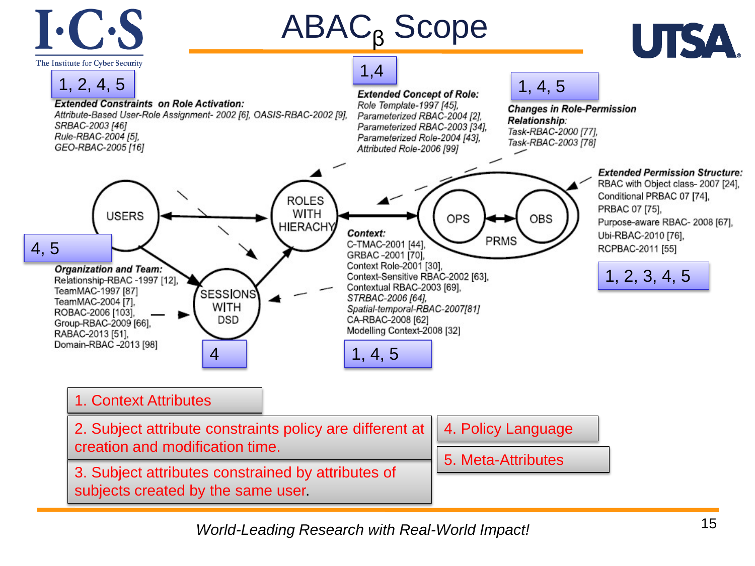# ABAC$_\beta$ Scope

1, 2, 4, 5

***Extended Constraints on Role Activation:***
*Attribute-Based User-Role Assignment- 2002 [6], OASIS-RBAC-2002 [9],*
*SRBAC-2003 [46]*
*Rule-RBAC-2004 [5],*
*GEO-RBAC-2005 [16]*

1,4

***Extended Concept of Role:***
*Role Template-1997 [45],*
*Parameterized RBAC-2004 [2],*
*Parameterized RBAC-2003 [34],*
*Parameterized Role-2004 [43],*
*Attributed Role-2006 [99]*

1, 4, 5

***Changes in Role-Permission Relationship:***
*Task-RBAC-2000 [77],*
*Task-RBAC-2003 [78]*

USERS — ROLES WITH HIERACHY — PRMS (OPS, OBS) — SESSIONS WITH DSD

4, 5

***Organization and Team:***
Relationship-RBAC -1997 [12],
TeamMAC-1997 [87]
TeamMAC-2004 [7],
ROBAC-2006 [103],
Group-RBAC-2009 [66],
RABAC-2013 [51],
Domain-RBAC -2013 [98]

4

***Context:***
C-TMAC-2001 [44],
GRBAC -2001 [70],
Context Role-2001 [30],
Context-Sensitive RBAC-2002 [63],
Contextual RBAC-2003 [69],
*STRBAC-2006 [64],*
*Spatial-temporal-RBAC-2007[81]*
CA-RBAC-2008 [62]
Modelling Context-2008 [32]

1, 4, 5

***Extended Permission Structure:***
RBAC with Object class- 2007 [24],
Conditional PRBAC 07 [74],
PRBAC 07 [75],
Purpose-aware RBAC- 2008 [67],
Ubi-RBAC-2010 [76],
RCPBAC-2011 [55]

1, 2, 3, 4, 5

1. Context Attributes
2. Subject attribute constraints policy are different at creation and modification time.
3. Subject attributes constrained by attributes of subjects created by the same user.
4. Policy Language
5. Meta-Attributes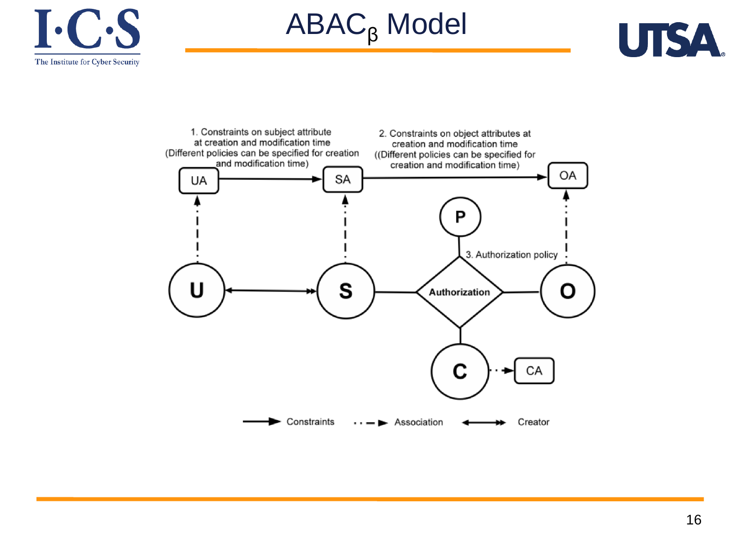# $ABAC_\beta$ Model

1. Constraints on subject attribute at creation and modification time (Different policies can be specified for creation and modification time)

2. Constraints on object attributes at creation and modification time ((Different policies can be specified for creation and modification time)

3. Authorization policy

UA, SA, OA, P, U, S, Authorization, O, C, CA

Constraints · Association · Creator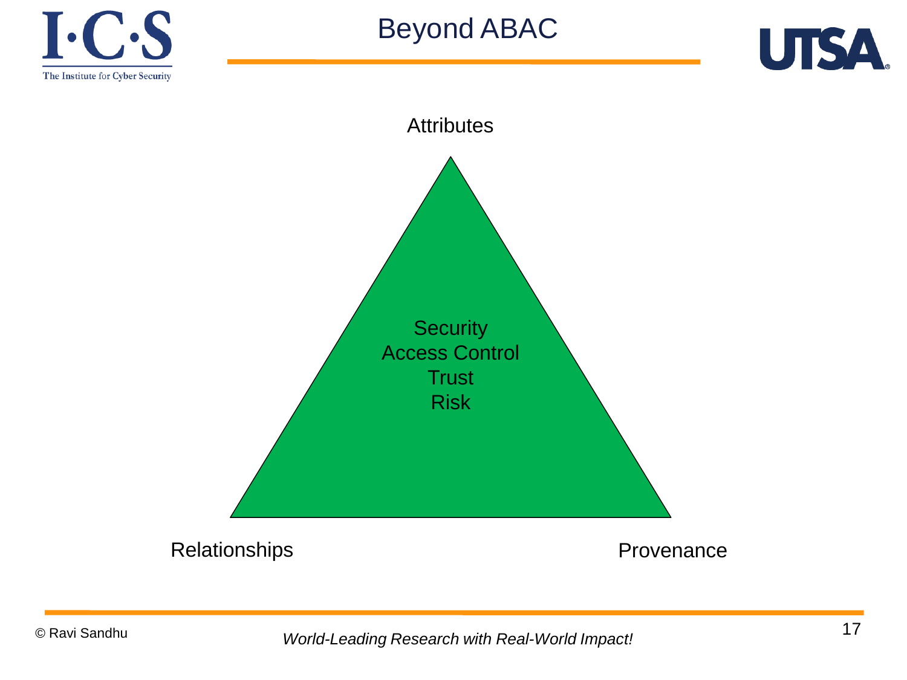# Beyond ABAC

Attributes

Security
Access Control
Trust
Risk

Relationships

Provenance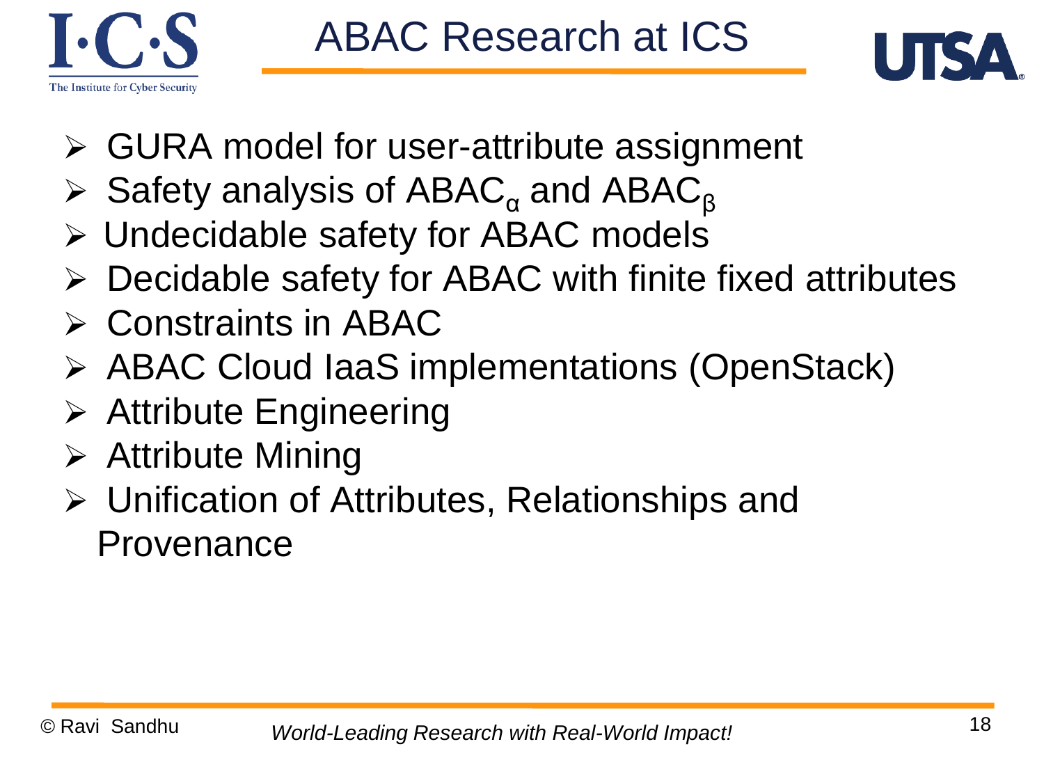# ABAC Research at ICS

- GURA model for user-attribute assignment
- Safety analysis of $ABAC_\alpha$ and $ABAC_\beta$
- Undecidable safety for ABAC models
- Decidable safety for ABAC with finite fixed attributes
- Constraints in ABAC
- ABAC Cloud IaaS implementations (OpenStack)
- Attribute Engineering
- Attribute Mining
- Unification of Attributes, Relationships and Provenance